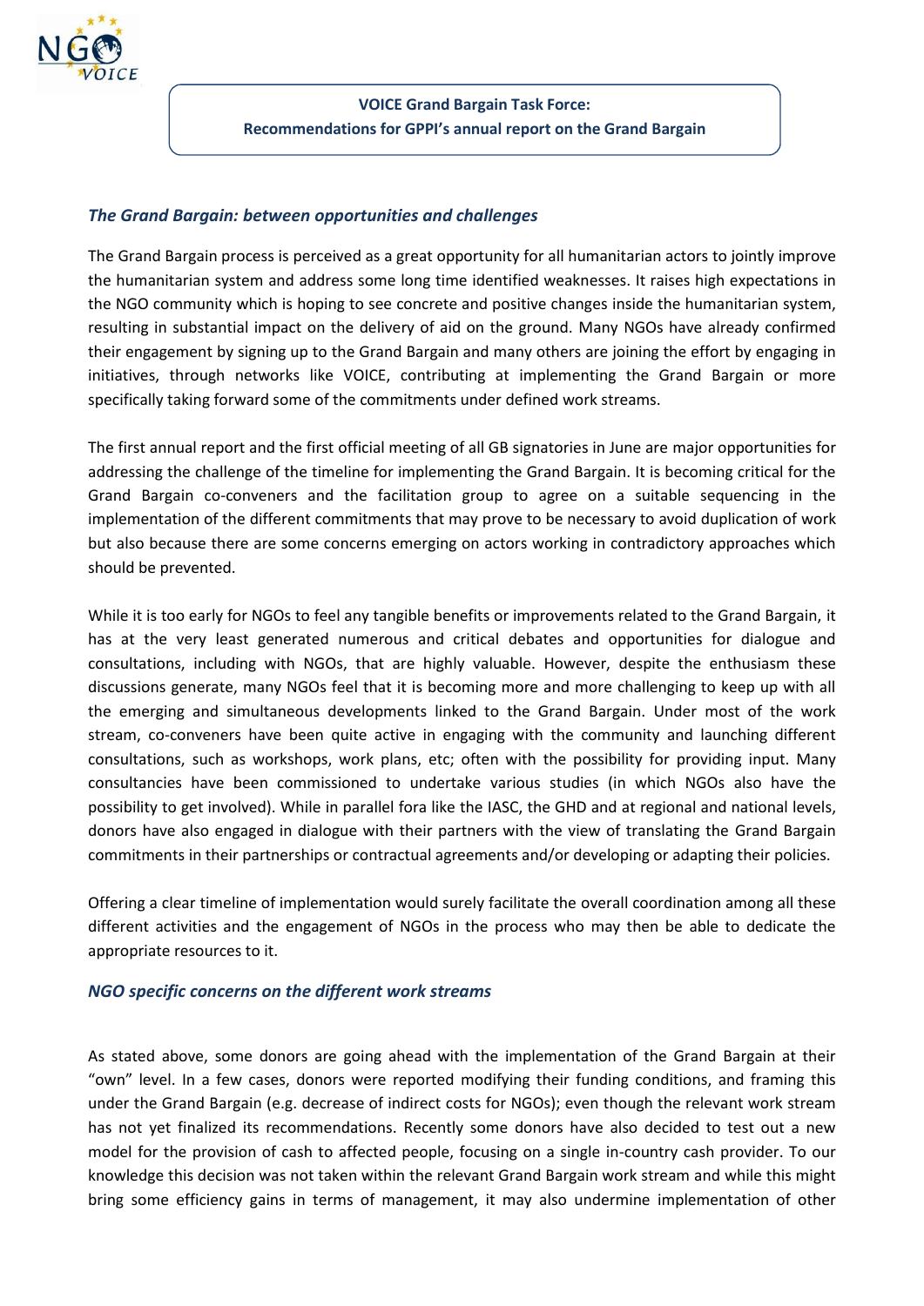**VOICE Grand Bargain Task Force:**
**Recommendations for GPPI's annual report on the Grand Bargain**

### *The Grand Bargain: between opportunities and challenges*

The Grand Bargain process is perceived as a great opportunity for all humanitarian actors to jointly improve the humanitarian system and address some long time identified weaknesses. It raises high expectations in the NGO community which is hoping to see concrete and positive changes inside the humanitarian system, resulting in substantial impact on the delivery of aid on the ground. Many NGOs have already confirmed their engagement by signing up to the Grand Bargain and many others are joining the effort by engaging in initiatives, through networks like VOICE, contributing at implementing the Grand Bargain or more specifically taking forward some of the commitments under defined work streams.

The first annual report and the first official meeting of all GB signatories in June are major opportunities for addressing the challenge of the timeline for implementing the Grand Bargain. It is becoming critical for the Grand Bargain co-conveners and the facilitation group to agree on a suitable sequencing in the implementation of the different commitments that may prove to be necessary to avoid duplication of work but also because there are some concerns emerging on actors working in contradictory approaches which should be prevented.

While it is too early for NGOs to feel any tangible benefits or improvements related to the Grand Bargain, it has at the very least generated numerous and critical debates and opportunities for dialogue and consultations, including with NGOs, that are highly valuable. However, despite the enthusiasm these discussions generate, many NGOs feel that it is becoming more and more challenging to keep up with all the emerging and simultaneous developments linked to the Grand Bargain. Under most of the work stream, co-conveners have been quite active in engaging with the community and launching different consultations, such as workshops, work plans, etc; often with the possibility for providing input. Many consultancies have been commissioned to undertake various studies (in which NGOs also have the possibility to get involved). While in parallel fora like the IASC, the GHD and at regional and national levels, donors have also engaged in dialogue with their partners with the view of translating the Grand Bargain commitments in their partnerships or contractual agreements and/or developing or adapting their policies.

Offering a clear timeline of implementation would surely facilitate the overall coordination among all these different activities and the engagement of NGOs in the process who may then be able to dedicate the appropriate resources to it.

### *NGO specific concerns on the different work streams*

As stated above, some donors are going ahead with the implementation of the Grand Bargain at their "own" level. In a few cases, donors were reported modifying their funding conditions, and framing this under the Grand Bargain (e.g. decrease of indirect costs for NGOs); even though the relevant work stream has not yet finalized its recommendations. Recently some donors have also decided to test out a new model for the provision of cash to affected people, focusing on a single in-country cash provider. To our knowledge this decision was not taken within the relevant Grand Bargain work stream and while this might bring some efficiency gains in terms of management, it may also undermine implementation of other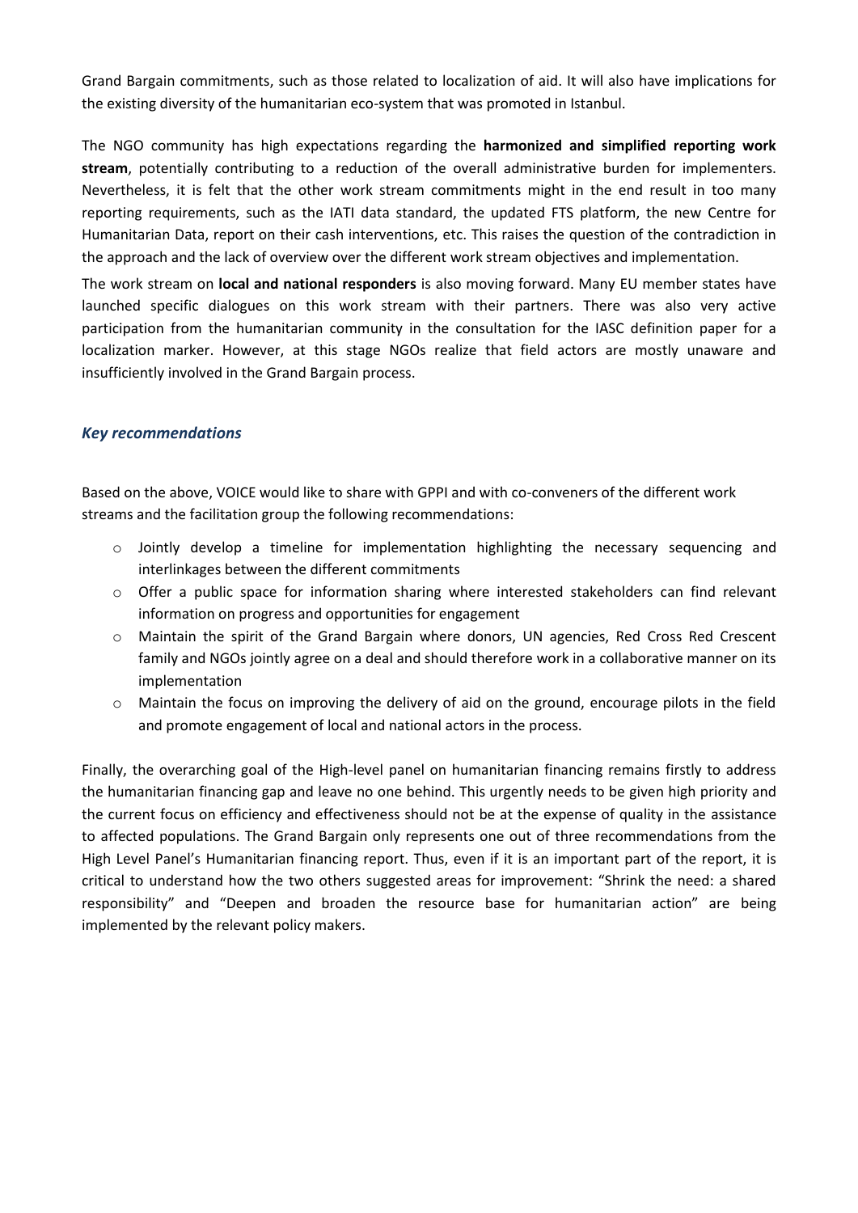Grand Bargain commitments, such as those related to localization of aid. It will also have implications for the existing diversity of the humanitarian eco-system that was promoted in Istanbul.

The NGO community has high expectations regarding the **harmonized and simplified reporting work stream**, potentially contributing to a reduction of the overall administrative burden for implementers. Nevertheless, it is felt that the other work stream commitments might in the end result in too many reporting requirements, such as the IATI data standard, the updated FTS platform, the new Centre for Humanitarian Data, report on their cash interventions, etc. This raises the question of the contradiction in the approach and the lack of overview over the different work stream objectives and implementation.

The work stream on **local and national responders** is also moving forward. Many EU member states have launched specific dialogues on this work stream with their partners. There was also very active participation from the humanitarian community in the consultation for the IASC definition paper for a localization marker. However, at this stage NGOs realize that field actors are mostly unaware and insufficiently involved in the Grand Bargain process.

### *Key recommendations*

Based on the above, VOICE would like to share with GPPI and with co-conveners of the different work streams and the facilitation group the following recommendations:

- Jointly develop a timeline for implementation highlighting the necessary sequencing and interlinkages between the different commitments
- Offer a public space for information sharing where interested stakeholders can find relevant information on progress and opportunities for engagement
- Maintain the spirit of the Grand Bargain where donors, UN agencies, Red Cross Red Crescent family and NGOs jointly agree on a deal and should therefore work in a collaborative manner on its implementation
- Maintain the focus on improving the delivery of aid on the ground, encourage pilots in the field and promote engagement of local and national actors in the process.

Finally, the overarching goal of the High-level panel on humanitarian financing remains firstly to address the humanitarian financing gap and leave no one behind. This urgently needs to be given high priority and the current focus on efficiency and effectiveness should not be at the expense of quality in the assistance to affected populations. The Grand Bargain only represents one out of three recommendations from the High Level Panel's Humanitarian financing report. Thus, even if it is an important part of the report, it is critical to understand how the two others suggested areas for improvement: "Shrink the need: a shared responsibility" and "Deepen and broaden the resource base for humanitarian action" are being implemented by the relevant policy makers.